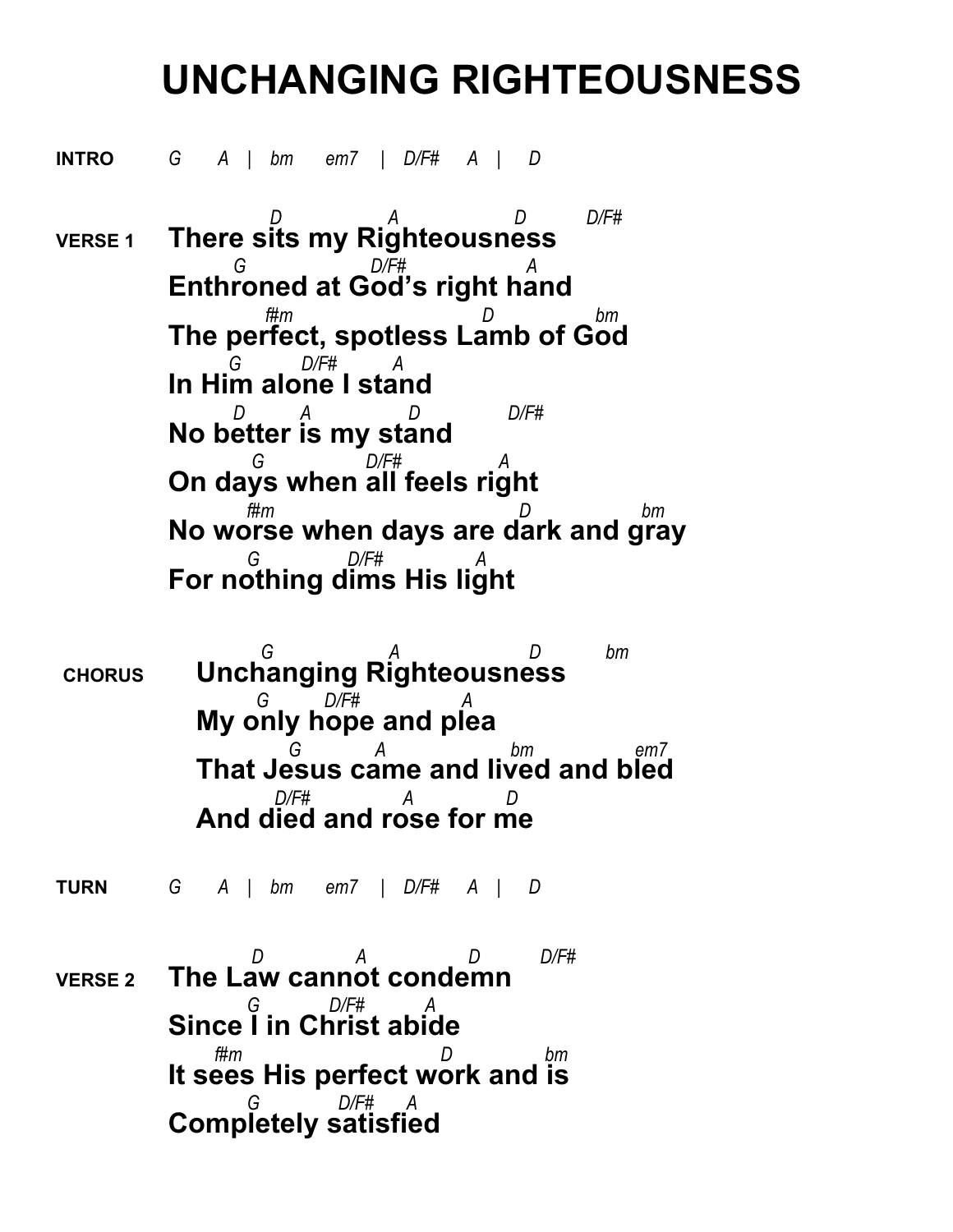# UNCHANGING RIGHTEOUSNESS

**INTRO** *G A | bm em7 | D/F# A | D*

**VERSE 1**

```
          D          A           D       D/F#
There sits my Righteousness
     G          D/F#        A
Enthroned at God's right hand
           f#m               D          bm
The perfect, spotless Lamb of God
     G     D/F#    A
In Him alone I stand
    D     A        D         D/F#
No better is my stand
      G       D/F#       A
On days when all feels right
        f#m                   D           bm
No worse when days are dark and gray
      G       D/F#       A
For nothing dims His light
```

**CHORUS**

```
      G            A             D        bm
Unchanging Righteousness
     G      D/F#      A
My only hope and plea
         G       A           bm          em7
That Jesus came and lived and bled
          D/F#         A        D
And died and rose for me
```

**TURN** *G A | bm em7 | D/F# A | D*

**VERSE 2**

```
        D         A         D       D/F#
The Law cannot condemn
      G       D/F#     A
Since I in Christ abide
     f#m                  D         bm
It sees His perfect work and is
      G        D/F#   A
Completely satisfied
```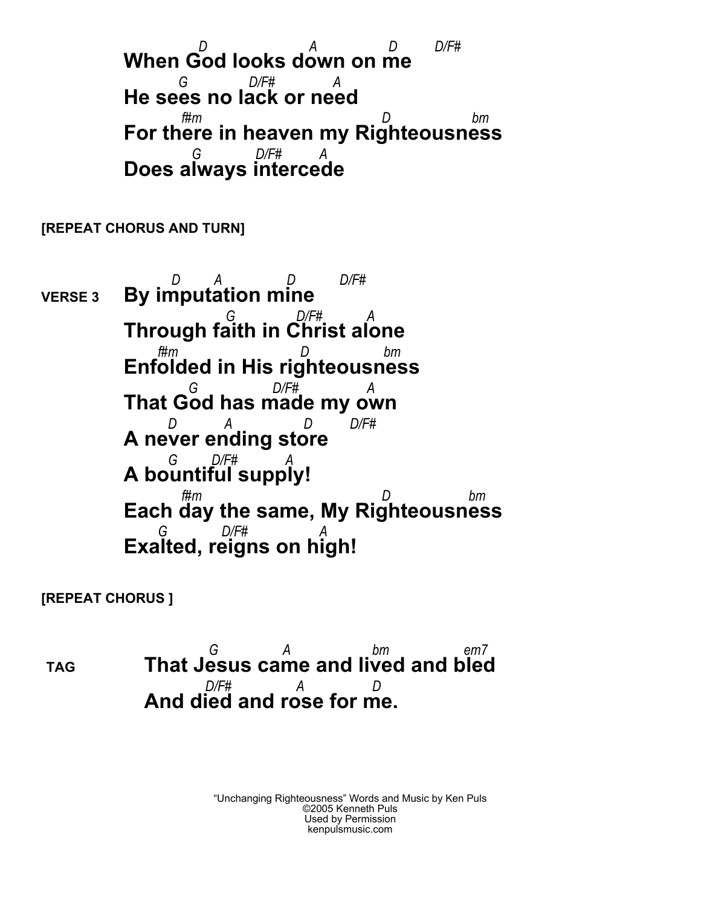```
     D              A           D        D/F#
When God looks down on me
     G           D/F#      A
He sees no lack or need
        f#m                      D              bm
For there in heaven my Righteousness
        G         D/F#       A
Does always intercede
```

**[REPEAT CHORUS AND TURN]**

**VERSE 3**

```
      D      A           D          D/F#
By imputation mine
                 G         D/F#        A
Through faith in Christ alone
   f#m                    D             bm
Enfolded in His righteousness
        G           D/F#         A
That God has made my own
     D        A          D      D/F#
A never ending store
     G       D/F#       A
A bountiful supply!
       f#m                       D             bm
Each day the same, My Righteousness
     G         D/F#         A
Exalted, reigns on high!
```

**[REPEAT CHORUS ]**

**TAG**

```
          G           A               bm              em7
That Jesus came and lived and bled
             D/F#          A          D
And died and rose for me.
```

"Unchanging Righteousness" Words and Music by Ken Puls
©2005 Kenneth Puls
Used by Permission
kenpulsmusic.com